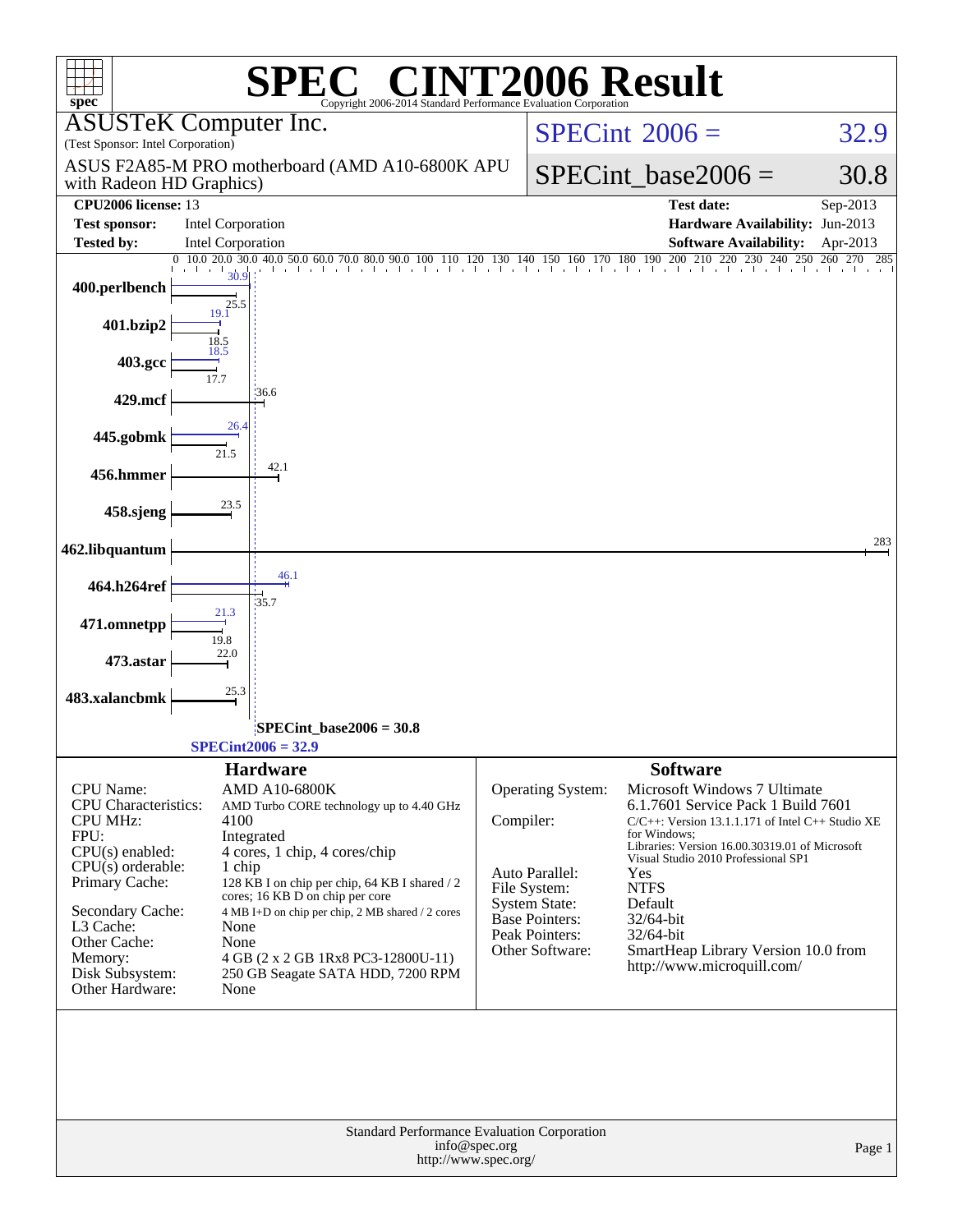# SPEC CINT2006 Result

Copyright 2006-2014 Standard Performance Evaluation Corporation

**ASUSTeK Computer Inc.**
(Test Sponsor: Intel Corporation)

ASUS F2A85-M PRO motherboard (AMD A10-6800K APU with Radeon HD Graphics)

SPECint_2006 = 32.9

SPECint_base2006 = 30.8

| | | | |
|---|---|---|---|
| **CPU2006 license:** 13 | | **Test date:** | Sep-2013 |
| **Test sponsor:** | Intel Corporation | **Hardware Availability:** | Jun-2013 |
| **Tested by:** | Intel Corporation | **Software Availability:** | Apr-2013 |

| Benchmark | Peak | Base |
|---|---|---|
| 400.perlbench | 30.9 | 25.5 |
| 401.bzip2 | 19.1 | 18.5 |
| 403.gcc | 18.5 | 17.7 |
| 429.mcf | | 36.6 |
| 445.gobmk | 26.4 | 21.5 |
| 456.hmmer | | 42.1 |
| 458.sjeng | | 23.5 |
| 462.libquantum | | 283 |
| 464.h264ref | 46.1 | 35.7 |
| 471.omnetpp | 21.3 | 19.8 |
| 473.astar | | 22.0 |
| 483.xalancbmk | | 25.3 |

SPECint_base2006 = 30.8

SPECint2006 = 32.9

## Hardware

| | |
|---|---|
| CPU Name: | AMD A10-6800K |
| CPU Characteristics: | AMD Turbo CORE technology up to 4.40 GHz |
| CPU MHz: | 4100 |
| FPU: | Integrated |
| CPU(s) enabled: | 4 cores, 1 chip, 4 cores/chip |
| CPU(s) orderable: | 1 chip |
| Primary Cache: | 128 KB I on chip per chip, 64 KB I shared / 2 cores; 16 KB D on chip per core |
| Secondary Cache: | 4 MB I+D on chip per chip, 2 MB shared / 2 cores |
| L3 Cache: | None |
| Other Cache: | None |
| Memory: | 4 GB (2 x 2 GB 1Rx8 PC3-12800U-11) |
| Disk Subsystem: | 250 GB Seagate SATA HDD, 7200 RPM |
| Other Hardware: | None |

## Software

| | |
|---|---|
| Operating System: | Microsoft Windows 7 Ultimate 6.1.7601 Service Pack 1 Build 7601 |
| Compiler: | C/C++: Version 13.1.1.171 of Intel C++ Studio XE for Windows; Libraries: Version 16.00.30319.01 of Microsoft Visual Studio 2010 Professional SP1 |
| Auto Parallel: | Yes |
| File System: | NTFS |
| System State: | Default |
| Base Pointers: | 32/64-bit |
| Peak Pointers: | 32/64-bit |
| Other Software: | SmartHeap Library Version 10.0 from http://www.microquill.com/ |

Standard Performance Evaluation Corporation
info@spec.org
http://www.spec.org/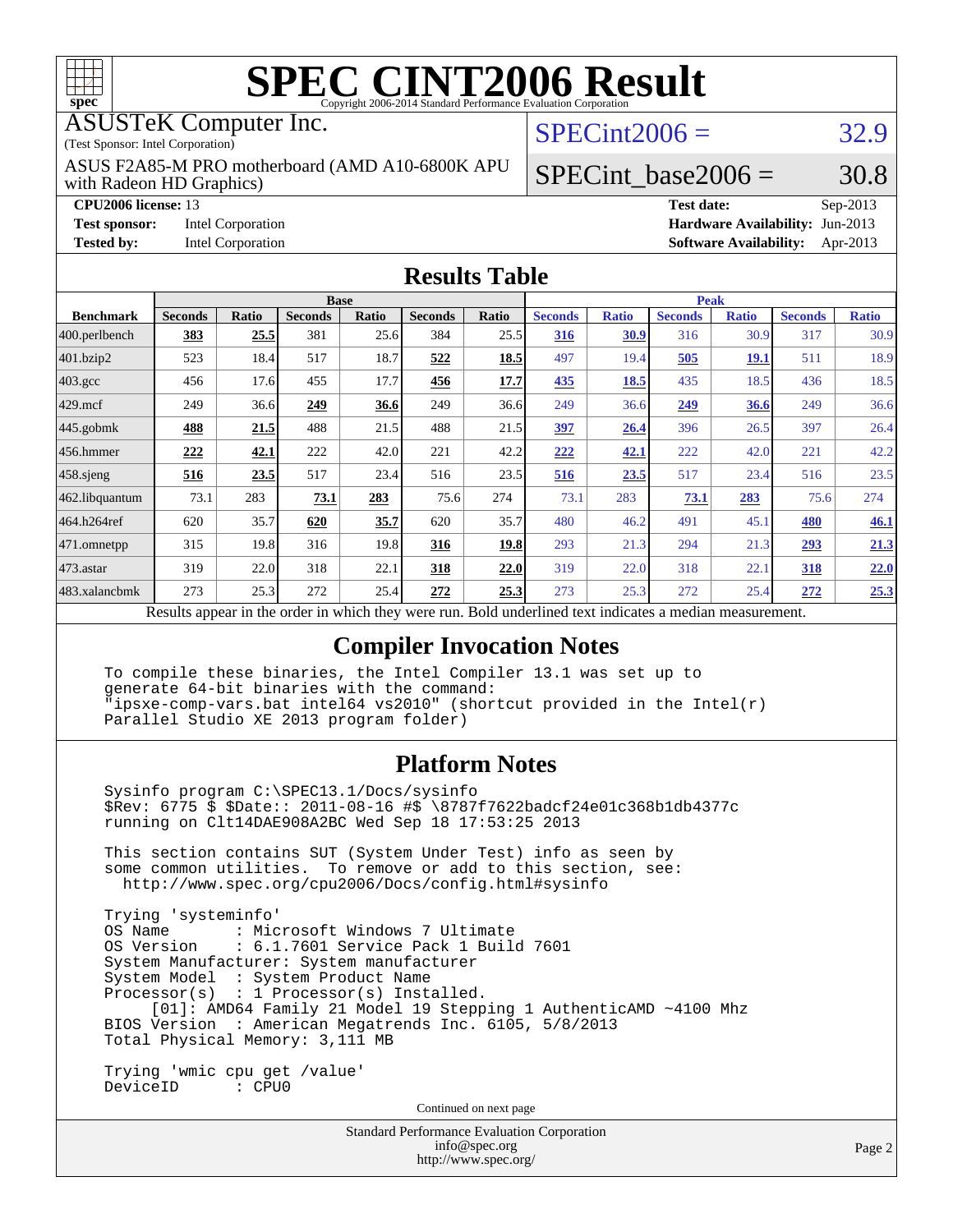# SPEC CINT2006 Result

Copyright 2006-2014 Standard Performance Evaluation Corporation

ASUSTeK Computer Inc.
(Test Sponsor: Intel Corporation)

ASUS F2A85-M PRO motherboard (AMD A10-6800K APU with Radeon HD Graphics)

SPECint2006 = 32.9

SPECint_base2006 = 30.8

**CPU2006 license:** 13
**Test sponsor:** Intel Corporation
**Tested by:** Intel Corporation

**Test date:** Sep-2013
**Hardware Availability:** Jun-2013
**Software Availability:** Apr-2013

## Results Table

| Benchmark | Base | | | | | | Peak | | | | | |
|---|---|---|---|---|---|---|---|---|---|---|---|---|
| | Seconds | Ratio | Seconds | Ratio | Seconds | Ratio | Seconds | Ratio | Seconds | Ratio | Seconds | Ratio |
| 400.perlbench | **383** | **25.5** | 381 | 25.6 | 384 | 25.5 | **316** | **30.9** | 316 | 30.9 | 317 | 30.9 |
| 401.bzip2 | 523 | 18.4 | 517 | 18.7 | **522** | **18.5** | 497 | 19.4 | **505** | **19.1** | 511 | 18.9 |
| 403.gcc | 456 | 17.6 | 455 | 17.7 | **456** | **17.7** | **435** | **18.5** | 435 | 18.5 | 436 | 18.5 |
| 429.mcf | 249 | 36.6 | **249** | **36.6** | 249 | 36.6 | 249 | 36.6 | **249** | **36.6** | 249 | 36.6 |
| 445.gobmk | **488** | **21.5** | 488 | 21.5 | 488 | 21.5 | **397** | **26.4** | 396 | 26.5 | 397 | 26.4 |
| 456.hmmer | **222** | **42.1** | 222 | 42.0 | 221 | 42.2 | **222** | **42.1** | 222 | 42.0 | 221 | 42.2 |
| 458.sjeng | **516** | **23.5** | 517 | 23.4 | 516 | 23.5 | **516** | **23.5** | 517 | 23.4 | 516 | 23.5 |
| 462.libquantum | 73.1 | 283 | **73.1** | **283** | 75.6 | 274 | 73.1 | 283 | **73.1** | **283** | 75.6 | 274 |
| 464.h264ref | 620 | 35.7 | **620** | **35.7** | 620 | 35.7 | 480 | 46.2 | 491 | 45.1 | **480** | **46.1** |
| 471.omnetpp | 315 | 19.8 | 316 | 19.8 | **316** | **19.8** | 293 | 21.3 | 294 | 21.3 | **293** | **21.3** |
| 473.astar | 319 | 22.0 | 318 | 22.1 | **318** | **22.0** | 319 | 22.0 | 318 | 22.1 | **318** | **22.0** |
| 483.xalancbmk | 273 | 25.3 | 272 | 25.4 | **272** | **25.3** | 273 | 25.3 | 272 | 25.4 | **272** | **25.3** |

Results appear in the order in which they were run. Bold underlined text indicates a median measurement.

## Compiler Invocation Notes

```
To compile these binaries, the Intel Compiler 13.1 was set up to
generate 64-bit binaries with the command:
"ipsxe-comp-vars.bat intel64 vs2010" (shortcut provided in the Intel(r)
Parallel Studio XE 2013 program folder)
```

## Platform Notes

```
Sysinfo program C:\SPEC13.1/Docs/sysinfo
$Rev: 6775 $ $Date:: 2011-08-16 #$ \8787f7622badcf24e01c368b1db4377c
running on Clt14DAE908A2BC Wed Sep 18 17:53:25 2013

This section contains SUT (System Under Test) info as seen by
some common utilities.  To remove or add to this section, see:
  http://www.spec.org/cpu2006/Docs/config.html#sysinfo

Trying 'systeminfo'
OS Name         : Microsoft Windows 7 Ultimate
OS Version      : 6.1.7601 Service Pack 1 Build 7601
System Manufacturer: System manufacturer
System Model    : System Product Name
Processor(s)    : 1 Processor(s) Installed.
     [01]: AMD64 Family 21 Model 19 Stepping 1 AuthenticAMD ~4100 Mhz
BIOS Version    : American Megatrends Inc. 6105, 5/8/2013
Total Physical Memory: 3,111 MB

Trying 'wmic cpu get /value'
DeviceID        : CPU0
```

Continued on next page

Standard Performance Evaluation Corporation
info@spec.org
http://www.spec.org/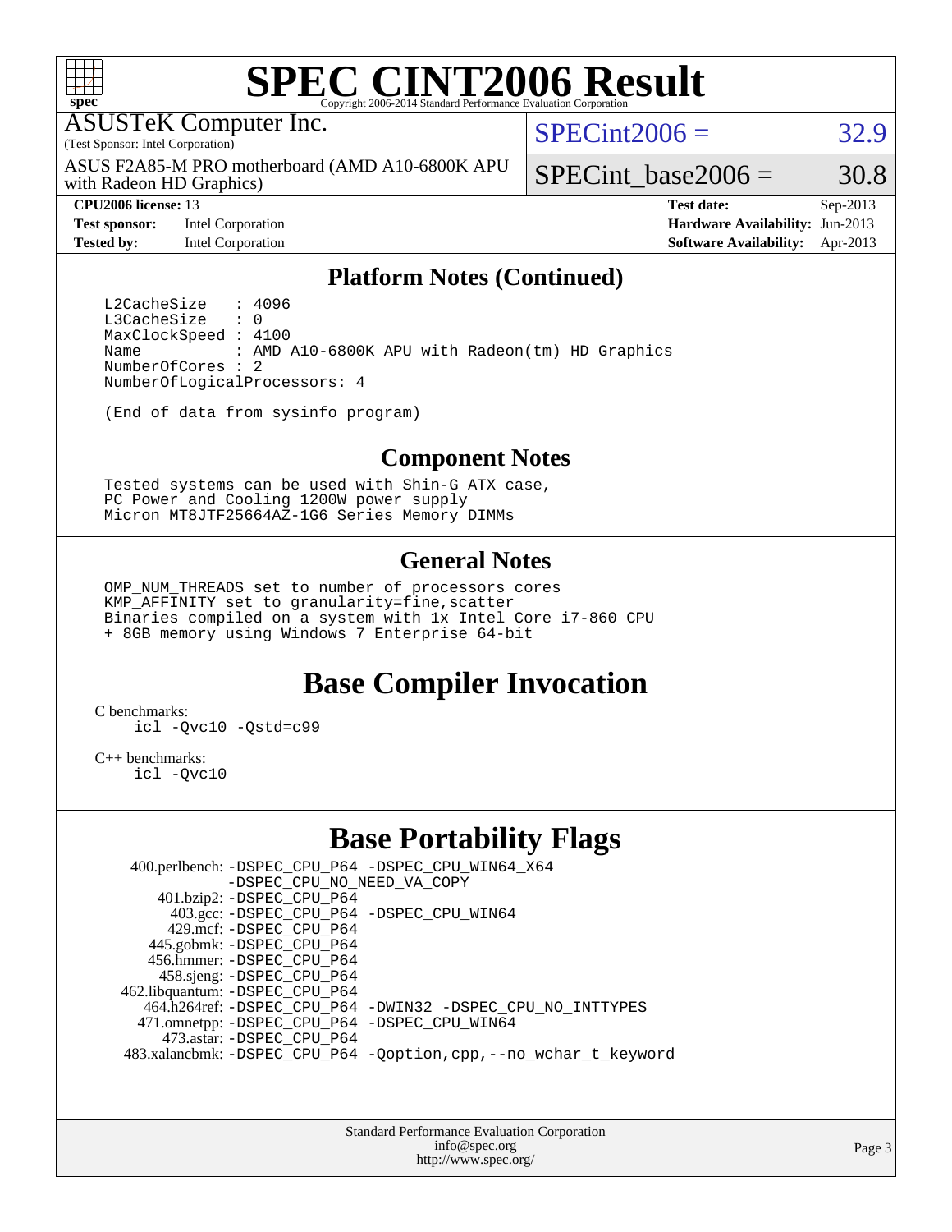# SPEC CINT2006 Result

Copyright 2006-2014 Standard Performance Evaluation Corporation

ASUSTeK Computer Inc.
(Test Sponsor: Intel Corporation)

ASUS F2A85-M PRO motherboard (AMD A10-6800K APU with Radeon HD Graphics)

SPECint2006 = 32.9

SPECint_base2006 = 30.8

| | | | |
|---|---|---|---|
| **CPU2006 license:** 13 | | **Test date:** | Sep-2013 |
| **Test sponsor:** | Intel Corporation | **Hardware Availability:** | Jun-2013 |
| **Tested by:** | Intel Corporation | **Software Availability:** | Apr-2013 |

## Platform Notes (Continued)

```
L2CacheSize   : 4096
L3CacheSize   : 0
MaxClockSpeed : 4100
Name          : AMD A10-6800K APU with Radeon(tm) HD Graphics
NumberOfCores : 2
NumberOfLogicalProcessors: 4

(End of data from sysinfo program)
```

## Component Notes

```
Tested systems can be used with Shin-G ATX case,
PC Power and Cooling 1200W power supply
Micron MT8JTF25664AZ-1G6 Series Memory DIMMs
```

## General Notes

```
OMP_NUM_THREADS set to number of processors cores
KMP_AFFINITY set to granularity=fine,scatter
Binaries compiled on a system with 1x Intel Core i7-860 CPU
+ 8GB memory using Windows 7 Enterprise 64-bit
```

## Base Compiler Invocation

C benchmarks:
```
icl -Qvc10 -Qstd=c99
```

C++ benchmarks:
```
icl -Qvc10
```

## Base Portability Flags

```
  400.perlbench: -DSPEC_CPU_P64 -DSPEC_CPU_WIN64_X64
                 -DSPEC_CPU_NO_NEED_VA_COPY
      401.bzip2: -DSPEC_CPU_P64
        403.gcc: -DSPEC_CPU_P64 -DSPEC_CPU_WIN64
        429.mcf: -DSPEC_CPU_P64
      445.gobmk: -DSPEC_CPU_P64
      456.hmmer: -DSPEC_CPU_P64
      458.sjeng: -DSPEC_CPU_P64
 462.libquantum: -DSPEC_CPU_P64
    464.h264ref: -DSPEC_CPU_P64 -DWIN32 -DSPEC_CPU_NO_INTTYPES
    471.omnetpp: -DSPEC_CPU_P64 -DSPEC_CPU_WIN64
      473.astar: -DSPEC_CPU_P64
  483.xalancbmk: -DSPEC_CPU_P64 -Qoption,cpp,--no_wchar_t_keyword
```

Standard Performance Evaluation Corporation
info@spec.org
http://www.spec.org/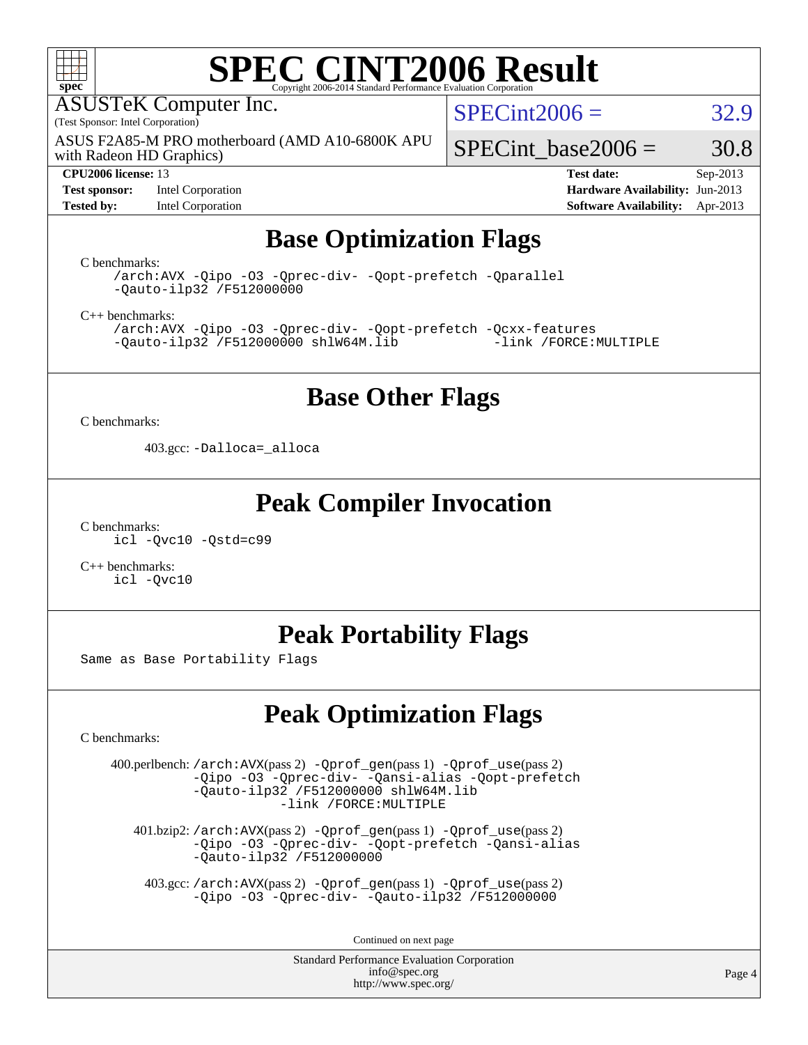# SPEC CINT2006 Result

Copyright 2006-2014 Standard Performance Evaluation Corporation

ASUSTeK Computer Inc.
(Test Sponsor: Intel Corporation)

ASUS F2A85-M PRO motherboard (AMD A10-6800K APU with Radeon HD Graphics)

SPECint2006 = 32.9

SPECint_base2006 = 30.8

| | | | |
|---|---|---|---|
| **CPU2006 license:** 13 | | **Test date:** | Sep-2013 |
| **Test sponsor:** | Intel Corporation | **Hardware Availability:** | Jun-2013 |
| **Tested by:** | Intel Corporation | **Software Availability:** | Apr-2013 |

## Base Optimization Flags

C benchmarks:

```
/arch:AVX -Qipo -O3 -Qprec-div- -Qopt-prefetch -Qparallel
-Qauto-ilp32 /F512000000
```

C++ benchmarks:

```
/arch:AVX -Qipo -O3 -Qprec-div- -Qopt-prefetch -Qcxx-features
-Qauto-ilp32 /F512000000 shlW64M.lib          -link /FORCE:MULTIPLE
```

## Base Other Flags

C benchmarks:

403.gcc: `-Dalloca=_alloca`

## Peak Compiler Invocation

C benchmarks:

```
icl -Qvc10 -Qstd=c99
```

C++ benchmarks:

```
icl -Qvc10
```

## Peak Portability Flags

Same as Base Portability Flags

## Peak Optimization Flags

C benchmarks:

400.perlbench: `/arch:AVX`(pass 2) `-Qprof_gen`(pass 1) `-Qprof_use`(pass 2) `-Qipo -O3 -Qprec-div- -Qansi-alias -Qopt-prefetch -Qauto-ilp32 /F512000000 shlW64M.lib -link /FORCE:MULTIPLE`

401.bzip2: `/arch:AVX`(pass 2) `-Qprof_gen`(pass 1) `-Qprof_use`(pass 2) `-Qipo -O3 -Qprec-div- -Qopt-prefetch -Qansi-alias -Qauto-ilp32 /F512000000`

403.gcc: `/arch:AVX`(pass 2) `-Qprof_gen`(pass 1) `-Qprof_use`(pass 2) `-Qipo -O3 -Qprec-div- -Qauto-ilp32 /F512000000`

Continued on next page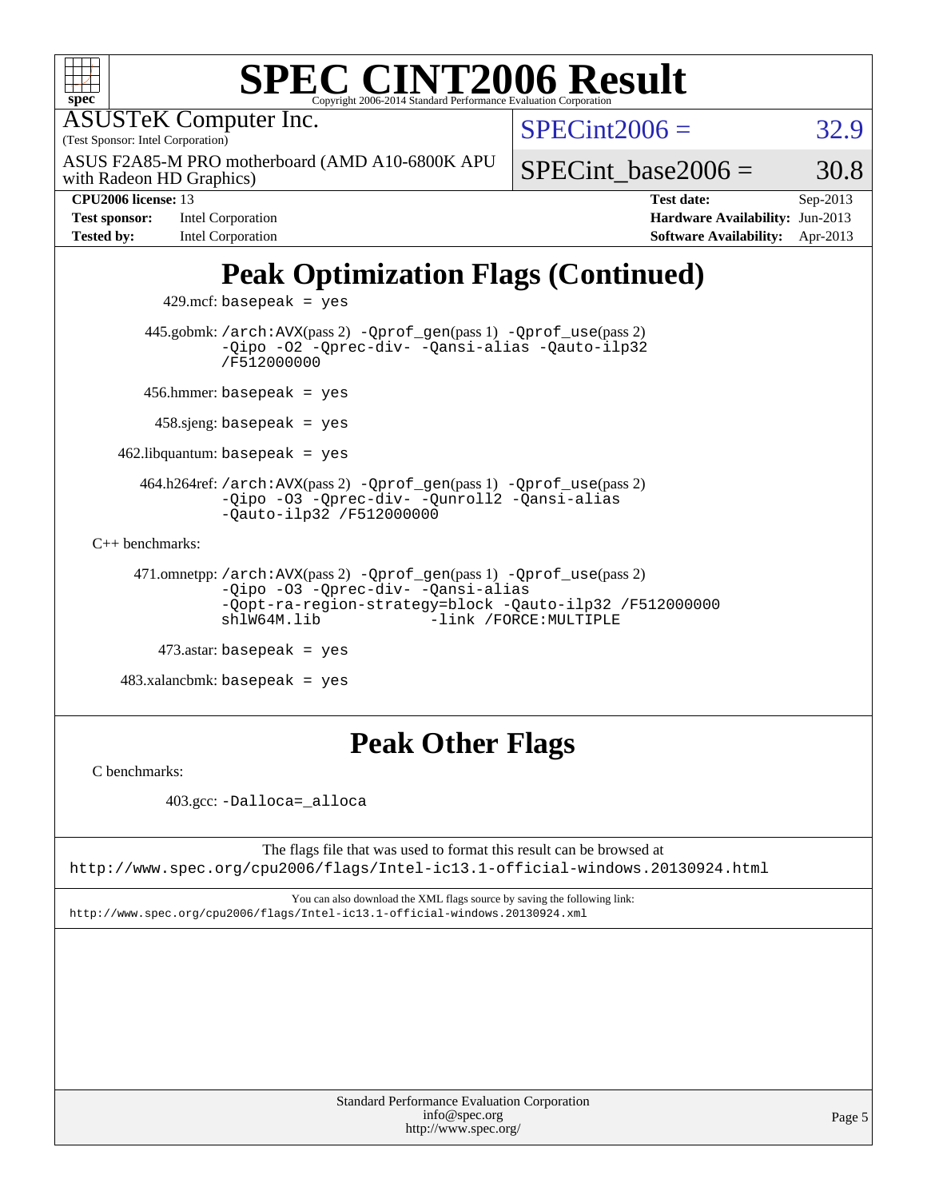# SPEC CINT2006 Result

Copyright 2006-2014 Standard Performance Evaluation Corporation

ASUSTeK Computer Inc.
(Test Sponsor: Intel Corporation)

ASUS F2A85-M PRO motherboard (AMD A10-6800K APU with Radeon HD Graphics)

SPECint2006 = 32.9

SPECint_base2006 = 30.8

| | | | |
|---|---|---|---|
| **CPU2006 license:** 13 | | **Test date:** | Sep-2013 |
| **Test sponsor:** | Intel Corporation | **Hardware Availability:** | Jun-2013 |
| **Tested by:** | Intel Corporation | **Software Availability:** | Apr-2013 |

## Peak Optimization Flags (Continued)

429.mcf: `basepeak = yes`

445.gobmk: `/arch:AVX`(pass 2) `-Qprof_gen`(pass 1) `-Qprof_use`(pass 2) `-Qipo -O2 -Qprec-div- -Qansi-alias -Qauto-ilp32 /F512000000`

456.hmmer: `basepeak = yes`

458.sjeng: `basepeak = yes`

462.libquantum: `basepeak = yes`

464.h264ref: `/arch:AVX`(pass 2) `-Qprof_gen`(pass 1) `-Qprof_use`(pass 2) `-Qipo -O3 -Qprec-div- -Qunroll2 -Qansi-alias -Qauto-ilp32 /F512000000`

C++ benchmarks:

471.omnetpp: `/arch:AVX`(pass 2) `-Qprof_gen`(pass 1) `-Qprof_use`(pass 2) `-Qipo -O3 -Qprec-div- -Qansi-alias -Qopt-ra-region-strategy=block -Qauto-ilp32 /F512000000 shlW64M.lib -link /FORCE:MULTIPLE`

473.astar: `basepeak = yes`

483.xalancbmk: `basepeak = yes`

## Peak Other Flags

C benchmarks:

403.gcc: `-Dalloca=_alloca`

The flags file that was used to format this result can be browsed at
http://www.spec.org/cpu2006/flags/Intel-ic13.1-official-windows.20130924.html

You can also download the XML flags source by saving the following link:
http://www.spec.org/cpu2006/flags/Intel-ic13.1-official-windows.20130924.xml

Standard Performance Evaluation Corporation
info@spec.org
http://www.spec.org/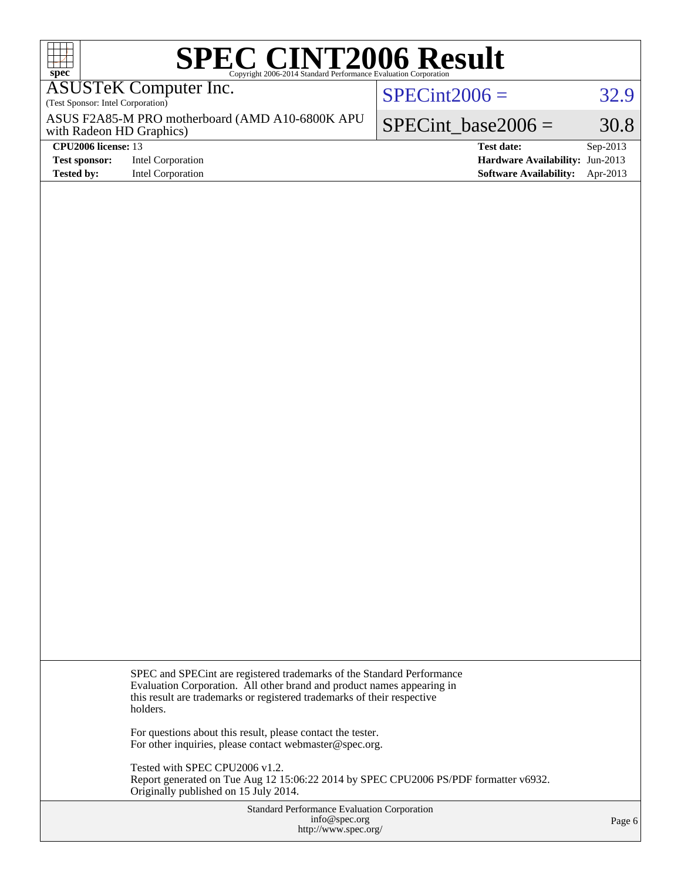SPEC and SPECint are registered trademarks of the Standard Performance Evaluation Corporation. All other brand and product names appearing in this result are trademarks or registered trademarks of their respective holders.

For questions about this result, please contact the tester.
For other inquiries, please contact webmaster@spec.org.

Tested with SPEC CPU2006 v1.2.
Report generated on Tue Aug 12 15:06:22 2014 by SPEC CPU2006 PS/PDF formatter v6932.
Originally published on 15 July 2014.